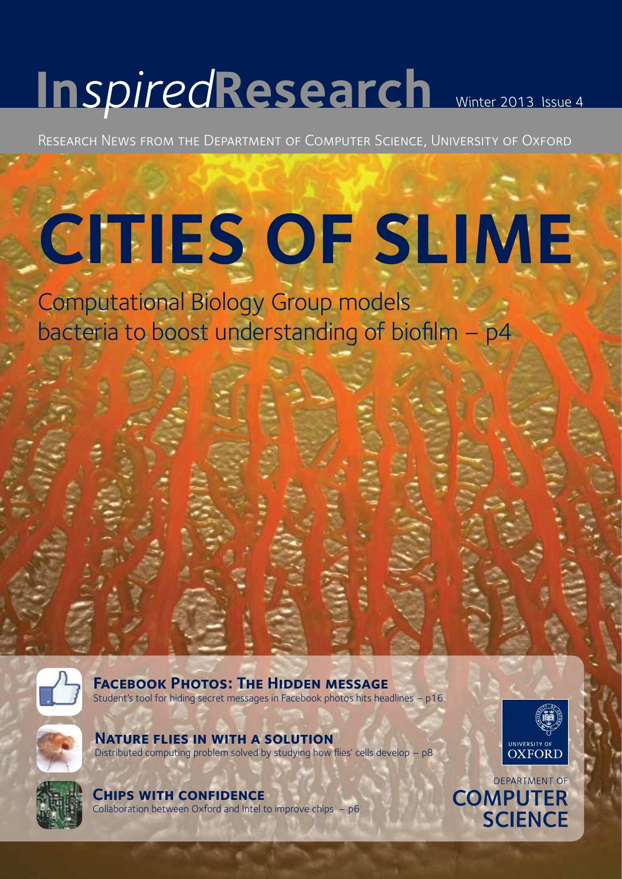# Inspired Research

Winter 2013 Issue 4

Research News from the Department of Computer Science, University of Oxford

# CITIES OF SLIME

Computational Biology Group models bacteria to boost understanding of biofilm – p4

### Facebook Photos: The Hidden message

Student's tool for hiding secret messages in Facebook photos hits headlines – p16

### Nature flies in with a solution

Distributed computing problem solved by studying how flies' cells develop – p8

### Chips with confidence

Collaboration between Oxford and Intel to improve chips – p6

University of Oxford

Department of Computer Science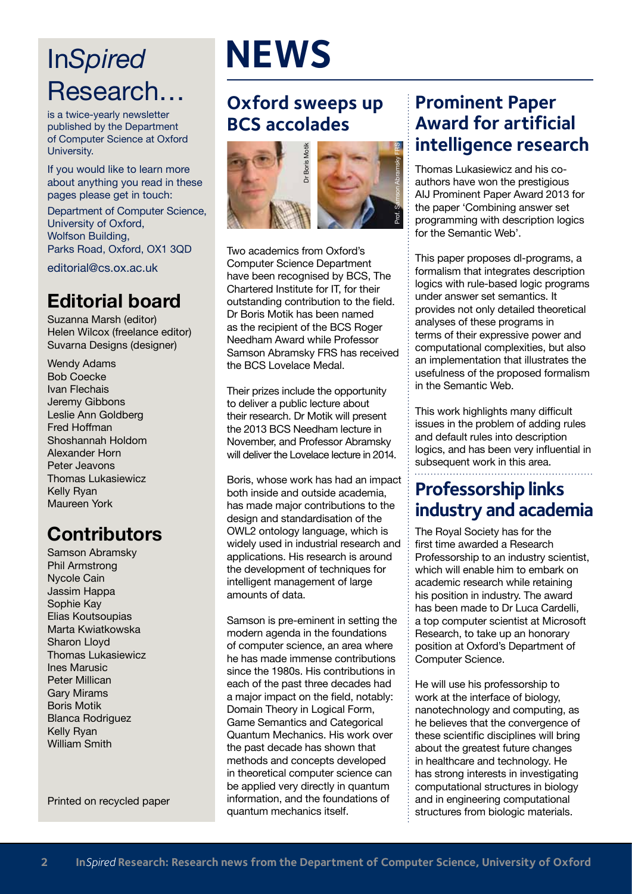# In*Spired* Research…

is a twice-yearly newsletter published by the Department of Computer Science at Oxford University.

If you would like to learn more about anything you read in these pages please get in touch:

Department of Computer Science,
University of Oxford,
Wolfson Building,
Parks Road, Oxford, OX1 3QD

editorial@cs.ox.ac.uk

## Editorial board

Suzanna Marsh (editor)
Helen Wilcox (freelance editor)
Suvarna Designs (designer)

Wendy Adams
Bob Coecke
Ivan Flechais
Jeremy Gibbons
Leslie Ann Goldberg
Fred Hoffman
Shoshannah Holdom
Alexander Horn
Peter Jeavons
Thomas Lukasiewicz
Kelly Ryan
Maureen York

## Contributors

Samson Abramsky
Phil Armstrong
Nycole Cain
Jassim Happa
Sophie Kay
Elias Koutsoupias
Marta Kwiatkowska
Sharon Lloyd
Thomas Lukasiewicz
Ines Marusic
Peter Millican
Gary Mirams
Boris Motik
Blanca Rodriguez
Kelly Ryan
William Smith

Printed on recycled paper

# NEWS

## Oxford sweeps up BCS accolades

Dr Boris Motik

Prof. Samson Abramsky FRS

Two academics from Oxford's Computer Science Department have been recognised by BCS, The Chartered Institute for IT, for their outstanding contribution to the field. Dr Boris Motik has been named as the recipient of the BCS Roger Needham Award while Professor Samson Abramsky FRS has received the BCS Lovelace Medal.

Their prizes include the opportunity to deliver a public lecture about their research. Dr Motik will present the 2013 BCS Needham lecture in November, and Professor Abramsky will deliver the Lovelace lecture in 2014.

Boris, whose work has had an impact both inside and outside academia, has made major contributions to the design and standardisation of the OWL2 ontology language, which is widely used in industrial research and applications. His research is around the development of techniques for intelligent management of large amounts of data.

Samson is pre-eminent in setting the modern agenda in the foundations of computer science, an area where he has made immense contributions since the 1980s. His contributions in each of the past three decades had a major impact on the field, notably: Domain Theory in Logical Form, Game Semantics and Categorical Quantum Mechanics. His work over the past decade has shown that methods and concepts developed in theoretical computer science can be applied very directly in quantum information, and the foundations of quantum mechanics itself.

## Prominent Paper Award for artificial intelligence research

Thomas Lukasiewicz and his co-authors have won the prestigious AIJ Prominent Paper Award 2013 for the paper 'Combining answer set programming with description logics for the Semantic Web'.

This paper proposes dl-programs, a formalism that integrates description logics with rule-based logic programs under answer set semantics. It provides not only detailed theoretical analyses of these programs in terms of their expressive power and computational complexities, but also an implementation that illustrates the usefulness of the proposed formalism in the Semantic Web.

This work highlights many difficult issues in the problem of adding rules and default rules into description logics, and has been very influential in subsequent work in this area.

## Professorship links industry and academia

The Royal Society has for the first time awarded a Research Professorship to an industry scientist, which will enable him to embark on academic research while retaining his position in industry. The award has been made to Dr Luca Cardelli, a top computer scientist at Microsoft Research, to take up an honorary position at Oxford's Department of Computer Science.

He will use his professorship to work at the interface of biology, nanotechnology and computing, as he believes that the convergence of these scientific disciplines will bring about the greatest future changes in healthcare and technology. He has strong interests in investigating computational structures in biology and in engineering computational structures from biologic materials.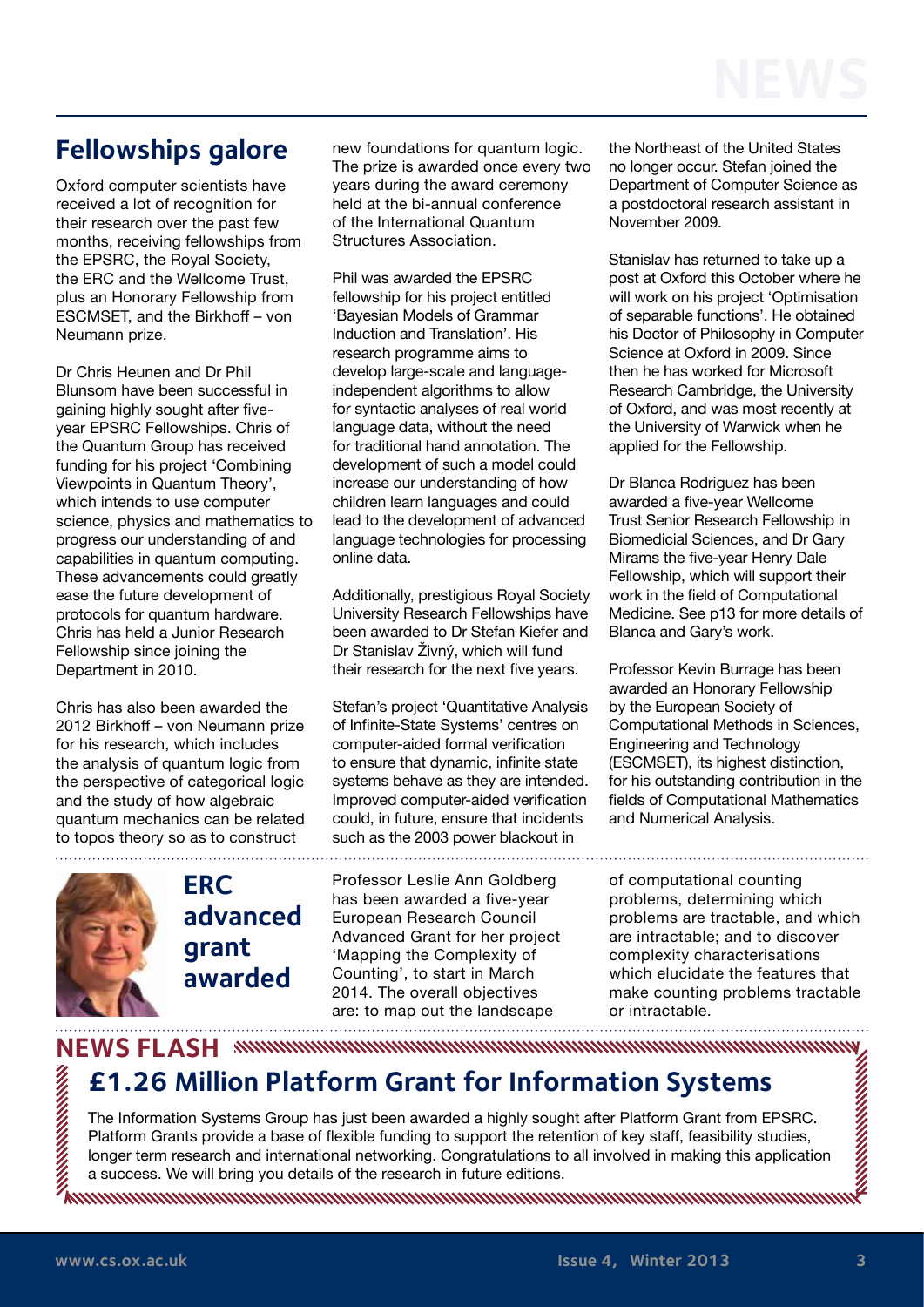## Fellowships galore

Oxford computer scientists have received a lot of recognition for their research over the past few months, receiving fellowships from the EPSRC, the Royal Society, the ERC and the Wellcome Trust, plus an Honorary Fellowship from ESCMSET, and the Birkhoff – von Neumann prize.

Dr Chris Heunen and Dr Phil Blunsom have been successful in gaining highly sought after five-year EPSRC Fellowships. Chris of the Quantum Group has received funding for his project 'Combining Viewpoints in Quantum Theory', which intends to use computer science, physics and mathematics to progress our understanding of and capabilities in quantum computing. These advancements could greatly ease the future development of protocols for quantum hardware. Chris has held a Junior Research Fellowship since joining the Department in 2010.

Chris has also been awarded the 2012 Birkhoff – von Neumann prize for his research, which includes the analysis of quantum logic from the perspective of categorical logic and the study of how algebraic quantum mechanics can be related to topos theory so as to construct new foundations for quantum logic. The prize is awarded once every two years during the award ceremony held at the bi-annual conference of the International Quantum Structures Association.

Phil was awarded the EPSRC fellowship for his project entitled 'Bayesian Models of Grammar Induction and Translation'. His research programme aims to develop large-scale and language-independent algorithms to allow for syntactic analyses of real world language data, without the need for traditional hand annotation. The development of such a model could increase our understanding of how children learn languages and could lead to the development of advanced language technologies for processing online data.

Additionally, prestigious Royal Society University Research Fellowships have been awarded to Dr Stefan Kiefer and Dr Stanislav Živný, which will fund their research for the next five years.

Stefan's project 'Quantitative Analysis of Infinite-State Systems' centres on computer-aided formal verification to ensure that dynamic, infinite state systems behave as they are intended. Improved computer-aided verification could, in future, ensure that incidents such as the 2003 power blackout in the Northeast of the United States no longer occur. Stefan joined the Department of Computer Science as a postdoctoral research assistant in November 2009.

Stanislav has returned to take up a post at Oxford this October where he will work on his project 'Optimisation of separable functions'. He obtained his Doctor of Philosophy in Computer Science at Oxford in 2009. Since then he has worked for Microsoft Research Cambridge, the University of Oxford, and was most recently at the University of Warwick when he applied for the Fellowship.

Dr Blanca Rodriguez has been awarded a five-year Wellcome Trust Senior Research Fellowship in Biomedicial Sciences, and Dr Gary Mirams the five-year Henry Dale Fellowship, which will support their work in the field of Computational Medicine. See p13 for more details of Blanca and Gary's work.

Professor Kevin Burrage has been awarded an Honorary Fellowship by the European Society of Computational Methods in Sciences, Engineering and Technology (ESCMSET), its highest distinction, for his outstanding contribution in the fields of Computational Mathematics and Numerical Analysis.

## ERC advanced grant awarded

Professor Leslie Ann Goldberg has been awarded a five-year European Research Council Advanced Grant for her project 'Mapping the Complexity of Counting', to start in March 2014. The overall objectives are: to map out the landscape of computational counting problems, determining which problems are tractable, and which are intractable; and to discover complexity characterisations which elucidate the features that make counting problems tractable or intractable.

## NEWS FLASH

### £1.26 Million Platform Grant for Information Systems

The Information Systems Group has just been awarded a highly sought after Platform Grant from EPSRC. Platform Grants provide a base of flexible funding to support the retention of key staff, feasibility studies, longer term research and international networking. Congratulations to all involved in making this application a success. We will bring you details of the research in future editions.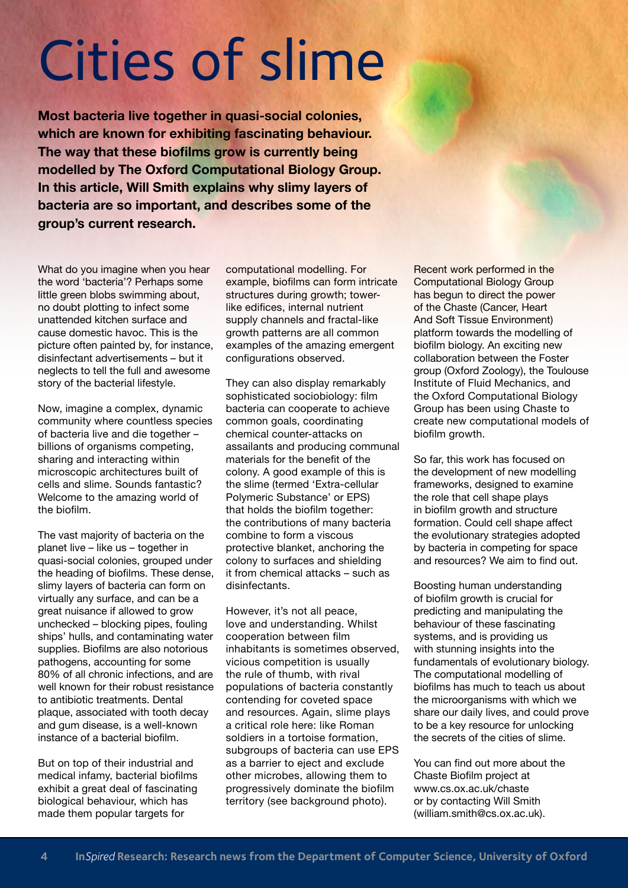# Cities of slime

**Most bacteria live together in quasi-social colonies, which are known for exhibiting fascinating behaviour. The way that these biofilms grow is currently being modelled by The Oxford Computational Biology Group. In this article, Will Smith explains why slimy layers of bacteria are so important, and describes some of the group's current research.**

What do you imagine when you hear the word 'bacteria'? Perhaps some little green blobs swimming about, no doubt plotting to infect some unattended kitchen surface and cause domestic havoc. This is the picture often painted by, for instance, disinfectant advertisements – but it neglects to tell the full and awesome story of the bacterial lifestyle.

Now, imagine a complex, dynamic community where countless species of bacteria live and die together – billions of organisms competing, sharing and interacting within microscopic architectures built of cells and slime. Sounds fantastic? Welcome to the amazing world of the biofilm.

The vast majority of bacteria on the planet live – like us – together in quasi-social colonies, grouped under the heading of biofilms. These dense, slimy layers of bacteria can form on virtually any surface, and can be a great nuisance if allowed to grow unchecked – blocking pipes, fouling ships' hulls, and contaminating water supplies. Biofilms are also notorious pathogens, accounting for some 80% of all chronic infections, and are well known for their robust resistance to antibiotic treatments. Dental plaque, associated with tooth decay and gum disease, is a well-known instance of a bacterial biofilm.

But on top of their industrial and medical infamy, bacterial biofilms exhibit a great deal of fascinating biological behaviour, which has made them popular targets for computational modelling. For example, biofilms can form intricate structures during growth; tower-like edifices, internal nutrient supply channels and fractal-like growth patterns are all common examples of the amazing emergent configurations observed.

They can also display remarkably sophisticated sociobiology: film bacteria can cooperate to achieve common goals, coordinating chemical counter-attacks on assailants and producing communal materials for the benefit of the colony. A good example of this is the slime (termed 'Extra-cellular Polymeric Substance' or EPS) that holds the biofilm together: the contributions of many bacteria combine to form a viscous protective blanket, anchoring the colony to surfaces and shielding it from chemical attacks – such as disinfectants.

However, it's not all peace, love and understanding. Whilst cooperation between film inhabitants is sometimes observed, vicious competition is usually the rule of thumb, with rival populations of bacteria constantly contending for coveted space and resources. Again, slime plays a critical role here: like Roman soldiers in a tortoise formation, subgroups of bacteria can use EPS as a barrier to eject and exclude other microbes, allowing them to progressively dominate the biofilm territory (see background photo).

Recent work performed in the Computational Biology Group has begun to direct the power of the Chaste (Cancer, Heart And Soft Tissue Environment) platform towards the modelling of biofilm biology. An exciting new collaboration between the Foster group (Oxford Zoology), the Toulouse Institute of Fluid Mechanics, and the Oxford Computational Biology Group has been using Chaste to create new computational models of biofilm growth.

So far, this work has focused on the development of new modelling frameworks, designed to examine the role that cell shape plays in biofilm growth and structure formation. Could cell shape affect the evolutionary strategies adopted by bacteria in competing for space and resources? We aim to find out.

Boosting human understanding of biofilm growth is crucial for predicting and manipulating the behaviour of these fascinating systems, and is providing us with stunning insights into the fundamentals of evolutionary biology. The computational modelling of biofilms has much to teach us about the microorganisms with which we share our daily lives, and could prove to be a key resource for unlocking the secrets of the cities of slime.

You can find out more about the Chaste Biofilm project at www.cs.ox.ac.uk/chaste or by contacting Will Smith (william.smith@cs.ox.ac.uk).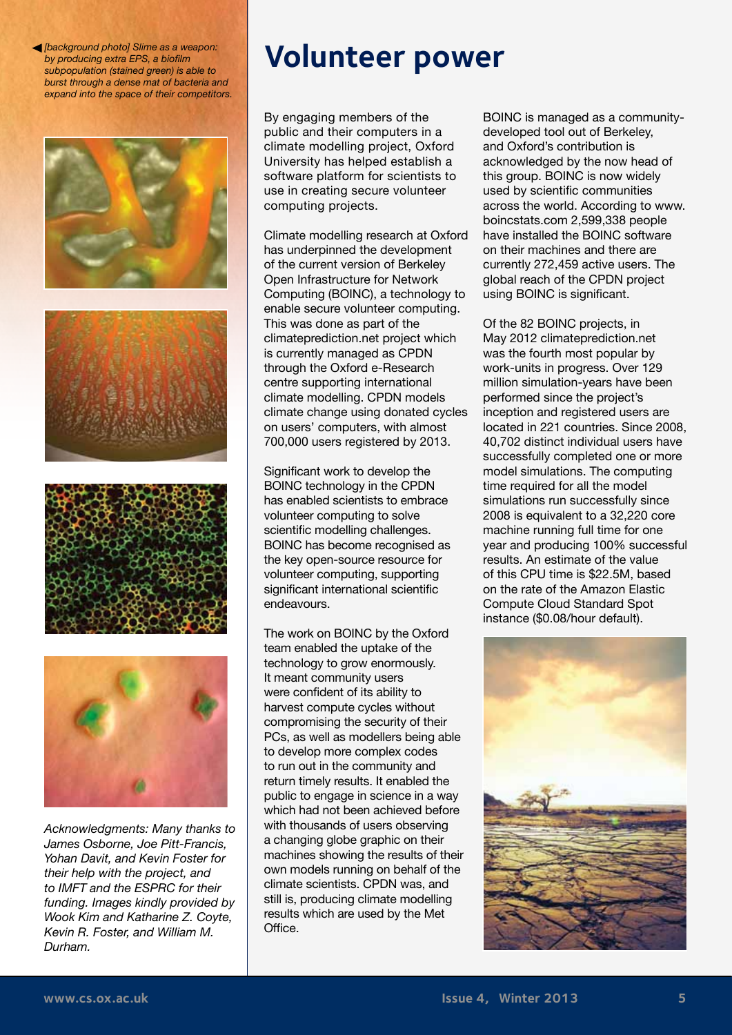*[background photo] Slime as a weapon: by producing extra EPS, a biofilm subpopulation (stained green) is able to burst through a dense mat of bacteria and expand into the space of their competitors.*

*Acknowledgments: Many thanks to James Osborne, Joe Pitt-Francis, Yohan Davit, and Kevin Foster for their help with the project, and to IMFT and the ESPRC for their funding. Images kindly provided by Wook Kim and Katharine Z. Coyte, Kevin R. Foster, and William M. Durham.*

# Volunteer power

By engaging members of the public and their computers in a climate modelling project, Oxford University has helped establish a software platform for scientists to use in creating secure volunteer computing projects.

Climate modelling research at Oxford has underpinned the development of the current version of Berkeley Open Infrastructure for Network Computing (BOINC), a technology to enable secure volunteer computing. This was done as part of the climateprediction.net project which is currently managed as CPDN through the Oxford e-Research centre supporting international climate modelling. CPDN models climate change using donated cycles on users' computers, with almost 700,000 users registered by 2013.

Significant work to develop the BOINC technology in the CPDN has enabled scientists to embrace volunteer computing to solve scientific modelling challenges. BOINC has become recognised as the key open-source resource for volunteer computing, supporting significant international scientific endeavours.

The work on BOINC by the Oxford team enabled the uptake of the technology to grow enormously. It meant community users were confident of its ability to harvest compute cycles without compromising the security of their PCs, as well as modellers being able to develop more complex codes to run out in the community and return timely results. It enabled the public to engage in science in a way which had not been achieved before with thousands of users observing a changing globe graphic on their machines showing the results of their own models running on behalf of the climate scientists. CPDN was, and still is, producing climate modelling results which are used by the Met Office.

BOINC is managed as a community-developed tool out of Berkeley, and Oxford's contribution is acknowledged by the now head of this group. BOINC is now widely used by scientific communities across the world. According to www.boincstats.com 2,599,338 people have installed the BOINC software on their machines and there are currently 272,459 active users. The global reach of the CPDN project using BOINC is significant.

Of the 82 BOINC projects, in May 2012 climateprediction.net was the fourth most popular by work-units in progress. Over 129 million simulation-years have been performed since the project's inception and registered users are located in 221 countries. Since 2008, 40,702 distinct individual users have successfully completed one or more model simulations. The computing time required for all the model simulations run successfully since 2008 is equivalent to a 32,220 core machine running full time for one year and producing 100% successful results. An estimate of the value of this CPU time is $22.5M, based on the rate of the Amazon Elastic Compute Cloud Standard Spot instance ($0.08/hour default).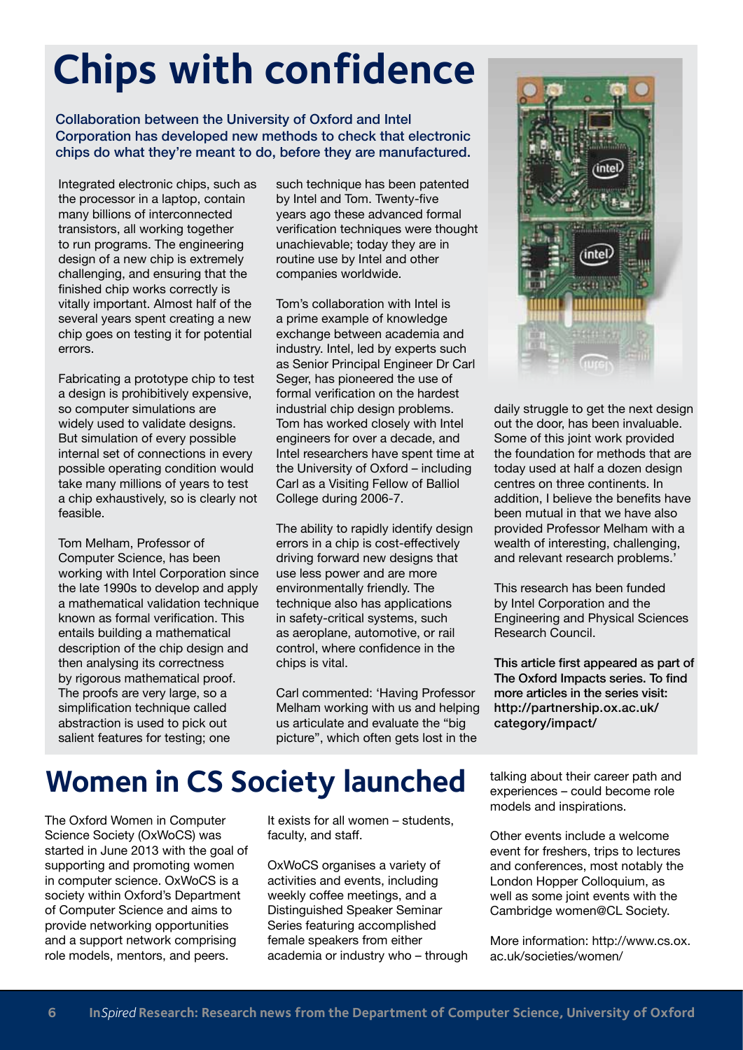# Chips with confidence

**Collaboration between the University of Oxford and Intel Corporation has developed new methods to check that electronic chips do what they're meant to do, before they are manufactured.**

Integrated electronic chips, such as the processor in a laptop, contain many billions of interconnected transistors, all working together to run programs. The engineering design of a new chip is extremely challenging, and ensuring that the finished chip works correctly is vitally important. Almost half of the several years spent creating a new chip goes on testing it for potential errors.

Fabricating a prototype chip to test a design is prohibitively expensive, so computer simulations are widely used to validate designs. But simulation of every possible internal set of connections in every possible operating condition would take many millions of years to test a chip exhaustively, so is clearly not feasible.

Tom Melham, Professor of Computer Science, has been working with Intel Corporation since the late 1990s to develop and apply a mathematical validation technique known as formal verification. This entails building a mathematical description of the chip design and then analysing its correctness by rigorous mathematical proof. The proofs are very large, so a simplification technique called abstraction is used to pick out salient features for testing; one such technique has been patented by Intel and Tom. Twenty-five years ago these advanced formal verification techniques were thought unachievable; today they are in routine use by Intel and other companies worldwide.

Tom's collaboration with Intel is a prime example of knowledge exchange between academia and industry. Intel, led by experts such as Senior Principal Engineer Dr Carl Seger, has pioneered the use of formal verification on the hardest industrial chip design problems. Tom has worked closely with Intel engineers for over a decade, and Intel researchers have spent time at the University of Oxford – including Carl as a Visiting Fellow of Balliol College during 2006-7.

The ability to rapidly identify design errors in a chip is cost-effectively driving forward new designs that use less power and are more environmentally friendly. The technique also has applications in safety-critical systems, such as aeroplane, automotive, or rail control, where confidence in the chips is vital.

Carl commented: 'Having Professor Melham working with us and helping us articulate and evaluate the "big picture", which often gets lost in the daily struggle to get the next design out the door, has been invaluable. Some of this joint work provided the foundation for methods that are today used at half a dozen design centres on three continents. In addition, I believe the benefits have been mutual in that we have also provided Professor Melham with a wealth of interesting, challenging, and relevant research problems.'

This research has been funded by Intel Corporation and the Engineering and Physical Sciences Research Council.

**This article first appeared as part of The Oxford Impacts series. To find more articles in the series visit: http://partnership.ox.ac.uk/category/impact/**

# Women in CS Society launched

The Oxford Women in Computer Science Society (OxWoCS) was started in June 2013 with the goal of supporting and promoting women in computer science. OxWoCS is a society within Oxford's Department of Computer Science and aims to provide networking opportunities and a support network comprising role models, mentors, and peers. It exists for all women – students, faculty, and staff.

OxWoCS organises a variety of activities and events, including weekly coffee meetings, and a Distinguished Speaker Seminar Series featuring accomplished female speakers from either academia or industry who – through talking about their career path and experiences – could become role models and inspirations.

Other events include a welcome event for freshers, trips to lectures and conferences, most notably the London Hopper Colloquium, as well as some joint events with the Cambridge women@CL Society.

More information: http://www.cs.ox.ac.uk/societies/women/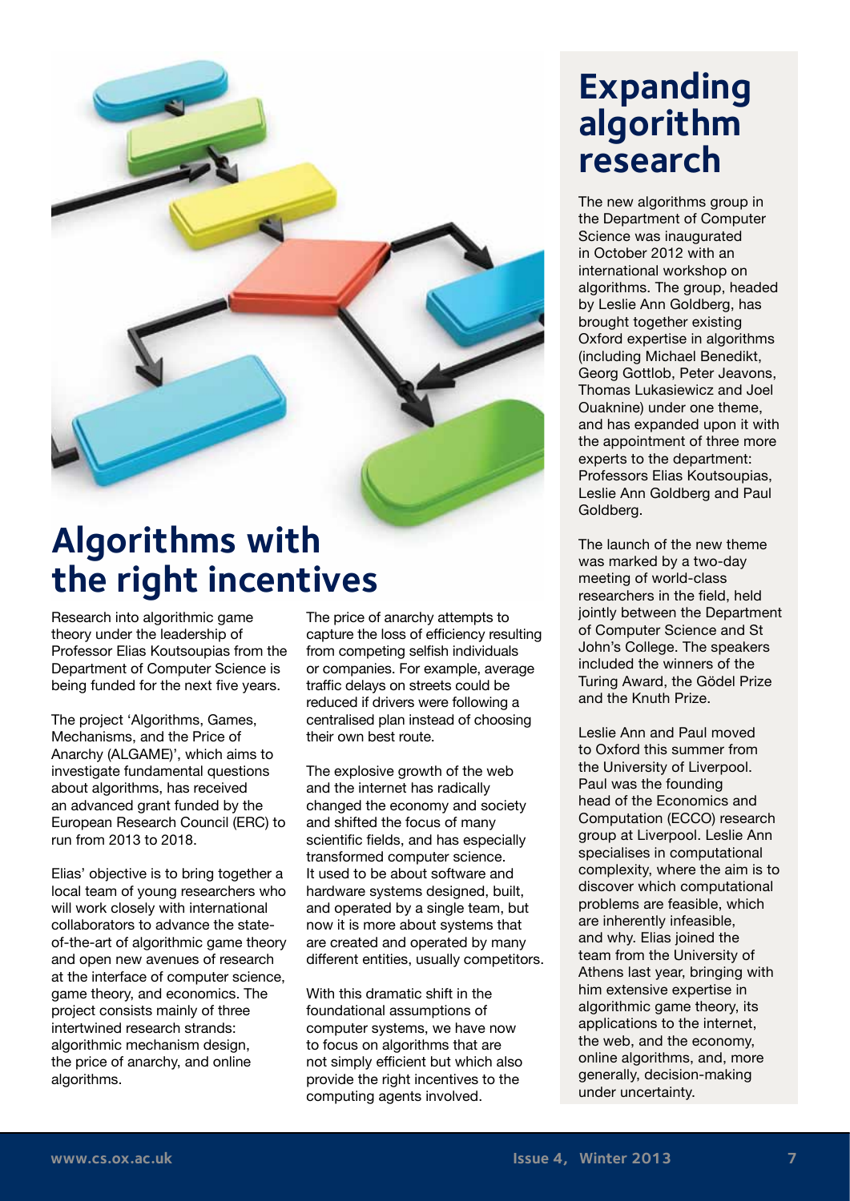## Algorithms with the right incentives

Research into algorithmic game theory under the leadership of Professor Elias Koutsoupias from the Department of Computer Science is being funded for the next five years.

The project 'Algorithms, Games, Mechanisms, and the Price of Anarchy (ALGAME)', which aims to investigate fundamental questions about algorithms, has received an advanced grant funded by the European Research Council (ERC) to run from 2013 to 2018.

Elias' objective is to bring together a local team of young researchers who will work closely with international collaborators to advance the state-of-the-art of algorithmic game theory and open new avenues of research at the interface of computer science, game theory, and economics. The project consists mainly of three intertwined research strands: algorithmic mechanism design, the price of anarchy, and online algorithms.

The price of anarchy attempts to capture the loss of efficiency resulting from competing selfish individuals or companies. For example, average traffic delays on streets could be reduced if drivers were following a centralised plan instead of choosing their own best route.

The explosive growth of the web and the internet has radically changed the economy and society and shifted the focus of many scientific fields, and has especially transformed computer science. It used to be about software and hardware systems designed, built, and operated by a single team, but now it is more about systems that are created and operated by many different entities, usually competitors.

With this dramatic shift in the foundational assumptions of computer systems, we have now to focus on algorithms that are not simply efficient but which also provide the right incentives to the computing agents involved.

## Expanding algorithm research

The new algorithms group in the Department of Computer Science was inaugurated in October 2012 with an international workshop on algorithms. The group, headed by Leslie Ann Goldberg, has brought together existing Oxford expertise in algorithms (including Michael Benedikt, Georg Gottlob, Peter Jeavons, Thomas Lukasiewicz and Joel Ouaknine) under one theme, and has expanded upon it with the appointment of three more experts to the department: Professors Elias Koutsoupias, Leslie Ann Goldberg and Paul Goldberg.

The launch of the new theme was marked by a two-day meeting of world-class researchers in the field, held jointly between the Department of Computer Science and St John's College. The speakers included the winners of the Turing Award, the Gödel Prize and the Knuth Prize.

Leslie Ann and Paul moved to Oxford this summer from the University of Liverpool. Paul was the founding head of the Economics and Computation (ECCO) research group at Liverpool. Leslie Ann specialises in computational complexity, where the aim is to discover which computational problems are feasible, which are inherently infeasible, and why. Elias joined the team from the University of Athens last year, bringing with him extensive expertise in algorithmic game theory, its applications to the internet, the web, and the economy, online algorithms, and, more generally, decision-making under uncertainty.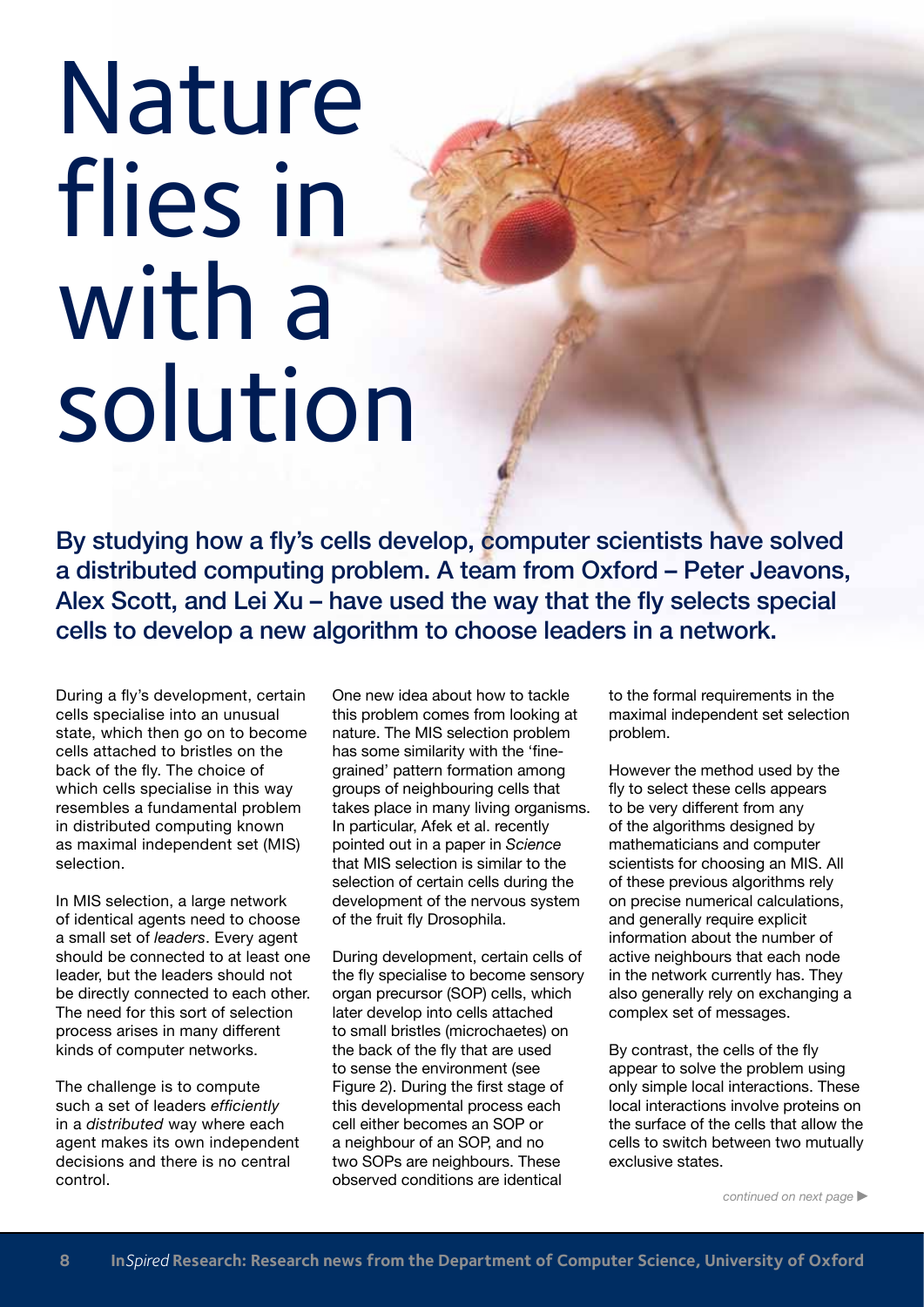# Nature flies in with a solution

**By studying how a fly's cells develop, computer scientists have solved a distributed computing problem. A team from Oxford – Peter Jeavons, Alex Scott, and Lei Xu – have used the way that the fly selects special cells to develop a new algorithm to choose leaders in a network.**

During a fly's development, certain cells specialise into an unusual state, which then go on to become cells attached to bristles on the back of the fly. The choice of which cells specialise in this way resembles a fundamental problem in distributed computing known as maximal independent set (MIS) selection.

In MIS selection, a large network of identical agents need to choose a small set of *leaders*. Every agent should be connected to at least one leader, but the leaders should not be directly connected to each other. The need for this sort of selection process arises in many different kinds of computer networks.

The challenge is to compute such a set of leaders *efficiently* in a *distributed* way where each agent makes its own independent decisions and there is no central control.

One new idea about how to tackle this problem comes from looking at nature. The MIS selection problem has some similarity with the 'fine-grained' pattern formation among groups of neighbouring cells that takes place in many living organisms. In particular, Afek et al. recently pointed out in a paper in *Science* that MIS selection is similar to the selection of certain cells during the development of the nervous system of the fruit fly Drosophila.

During development, certain cells of the fly specialise to become sensory organ precursor (SOP) cells, which later develop into cells attached to small bristles (microchaetes) on the back of the fly that are used to sense the environment (see Figure 2). During the first stage of this developmental process each cell either becomes an SOP or a neighbour of an SOP, and no two SOPs are neighbours. These observed conditions are identical to the formal requirements in the maximal independent set selection problem.

However the method used by the fly to select these cells appears to be very different from any of the algorithms designed by mathematicians and computer scientists for choosing an MIS. All of these previous algorithms rely on precise numerical calculations, and generally require explicit information about the number of active neighbours that each node in the network currently has. They also generally rely on exchanging a complex set of messages.

By contrast, the cells of the fly appear to solve the problem using only simple local interactions. These local interactions involve proteins on the surface of the cells that allow the cells to switch between two mutually exclusive states.

*continued on next page ▶*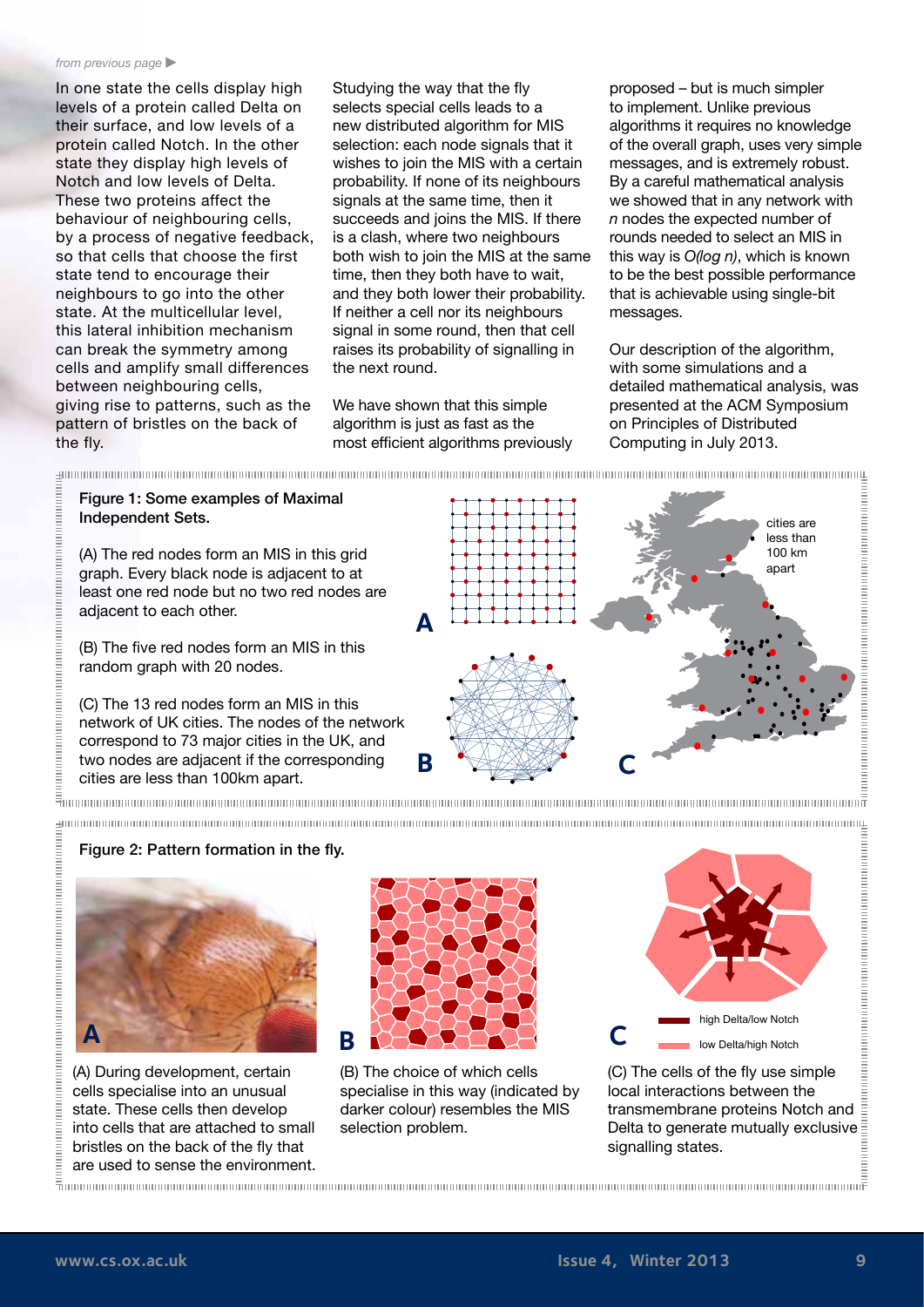*from previous page* ▶

In one state the cells display high levels of a protein called Delta on their surface, and low levels of a protein called Notch. In the other state they display high levels of Notch and low levels of Delta. These two proteins affect the behaviour of neighbouring cells, by a process of negative feedback, so that cells that choose the first state tend to encourage their neighbours to go into the other state. At the multicellular level, this lateral inhibition mechanism can break the symmetry among cells and amplify small differences between neighbouring cells, giving rise to patterns, such as the pattern of bristles on the back of the fly.

Studying the way that the fly selects special cells leads to a new distributed algorithm for MIS selection: each node signals that it wishes to join the MIS with a certain probability. If none of its neighbours signals at the same time, then it succeeds and joins the MIS. If there is a clash, where two neighbours both wish to join the MIS at the same time, then they both have to wait, and they both lower their probability. If neither a cell nor its neighbours signal in some round, then that cell raises its probability of signalling in the next round.

We have shown that this simple algorithm is just as fast as the most efficient algorithms previously proposed – but is much simpler to implement. Unlike previous algorithms it requires no knowledge of the overall graph, uses very simple messages, and is extremely robust. By a careful mathematical analysis we showed that in any network with $n$ nodes the expected number of rounds needed to select an MIS in this way is $O(\log n)$, which is known to be the best possible performance that is achievable using single-bit messages.

Our description of the algorithm, with some simulations and a detailed mathematical analysis, was presented at the ACM Symposium on Principles of Distributed Computing in July 2013.

**Figure 1: Some examples of Maximal Independent Sets.**

(A) The red nodes form an MIS in this grid graph. Every black node is adjacent to at least one red node but no two red nodes are adjacent to each other.

(B) The five red nodes form an MIS in this random graph with 20 nodes.

(C) The 13 red nodes form an MIS in this network of UK cities. The nodes of the network correspond to 73 major cities in the UK, and two nodes are adjacent if the corresponding cities are less than 100km apart.

**Figure 2: Pattern formation in the fly.**

(A) During development, certain cells specialise into an unusual state. These cells then develop into cells that are attached to small bristles on the back of the fly that are used to sense the environment.

(B) The choice of which cells specialise in this way (indicated by darker colour) resembles the MIS selection problem.

(C) The cells of the fly use simple local interactions between the transmembrane proteins Notch and Delta to generate mutually exclusive signalling states.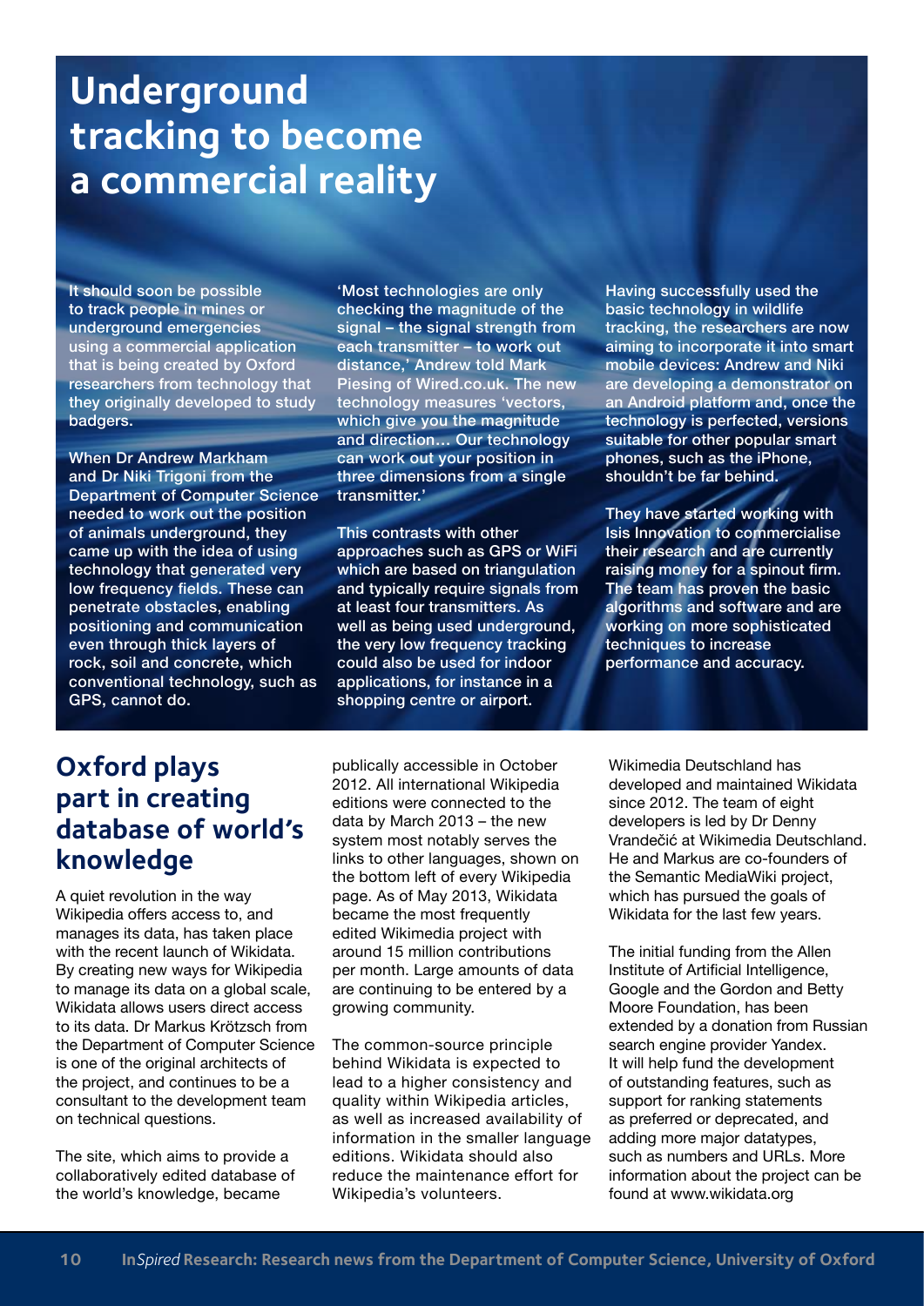# Underground tracking to become a commercial reality

It should soon be possible to track people in mines or underground emergencies using a commercial application that is being created by Oxford researchers from technology that they originally developed to study badgers.

When Dr Andrew Markham and Dr Niki Trigoni from the Department of Computer Science needed to work out the position of animals underground, they came up with the idea of using technology that generated very low frequency fields. These can penetrate obstacles, enabling positioning and communication even through thick layers of rock, soil and concrete, which conventional technology, such as GPS, cannot do.

'Most technologies are only checking the magnitude of the signal – the signal strength from each transmitter – to work out distance,' Andrew told Mark Piesing of Wired.co.uk. The new technology measures 'vectors, which give you the magnitude and direction… Our technology can work out your position in three dimensions from a single transmitter.'

This contrasts with other approaches such as GPS or WiFi which are based on triangulation and typically require signals from at least four transmitters. As well as being used underground, the very low frequency tracking could also be used for indoor applications, for instance in a shopping centre or airport.

Having successfully used the basic technology in wildlife tracking, the researchers are now aiming to incorporate it into smart mobile devices: Andrew and Niki are developing a demonstrator on an Android platform and, once the technology is perfected, versions suitable for other popular smart phones, such as the iPhone, shouldn't be far behind.

They have started working with Isis Innovation to commercialise their research and are currently raising money for a spinout firm. The team has proven the basic algorithms and software and are working on more sophisticated techniques to increase performance and accuracy.

## Oxford plays part in creating database of world's knowledge

A quiet revolution in the way Wikipedia offers access to, and manages its data, has taken place with the recent launch of Wikidata. By creating new ways for Wikipedia to manage its data on a global scale, Wikidata allows users direct access to its data. Dr Markus Krötzsch from the Department of Computer Science is one of the original architects of the project, and continues to be a consultant to the development team on technical questions.

The site, which aims to provide a collaboratively edited database of the world's knowledge, became publically accessible in October 2012. All international Wikipedia editions were connected to the data by March 2013 – the new system most notably serves the links to other languages, shown on the bottom left of every Wikipedia page. As of May 2013, Wikidata became the most frequently edited Wikimedia project with around 15 million contributions per month. Large amounts of data are continuing to be entered by a growing community.

The common-source principle behind Wikidata is expected to lead to a higher consistency and quality within Wikipedia articles, as well as increased availability of information in the smaller language editions. Wikidata should also reduce the maintenance effort for Wikipedia's volunteers.

Wikimedia Deutschland has developed and maintained Wikidata since 2012. The team of eight developers is led by Dr Denny Vrandečić at Wikimedia Deutschland. He and Markus are co-founders of the Semantic MediaWiki project, which has pursued the goals of Wikidata for the last few years.

The initial funding from the Allen Institute of Artificial Intelligence, Google and the Gordon and Betty Moore Foundation, has been extended by a donation from Russian search engine provider Yandex. It will help fund the development of outstanding features, such as support for ranking statements as preferred or deprecated, and adding more major datatypes, such as numbers and URLs. More information about the project can be found at www.wikidata.org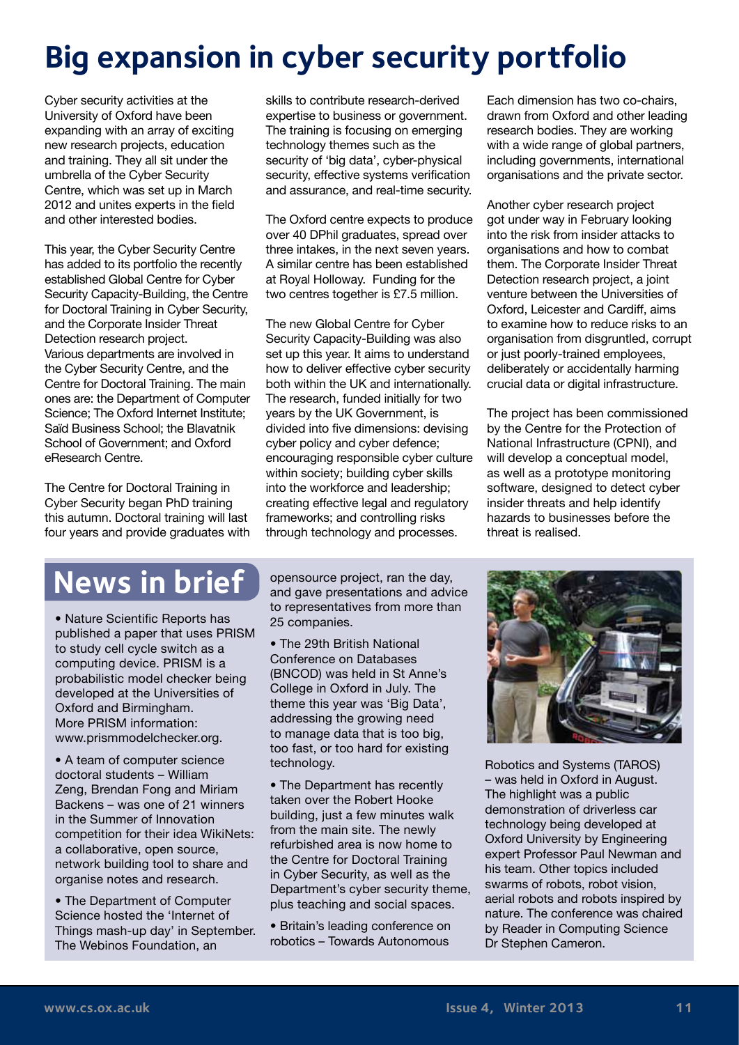# Big expansion in cyber security portfolio

Cyber security activities at the University of Oxford have been expanding with an array of exciting new research projects, education and training. They all sit under the umbrella of the Cyber Security Centre, which was set up in March 2012 and unites experts in the field and other interested bodies.

This year, the Cyber Security Centre has added to its portfolio the recently established Global Centre for Cyber Security Capacity-Building, the Centre for Doctoral Training in Cyber Security, and the Corporate Insider Threat Detection research project. Various departments are involved in the Cyber Security Centre, and the Centre for Doctoral Training. The main ones are: the Department of Computer Science; The Oxford Internet Institute; Saïd Business School; the Blavatnik School of Government; and Oxford eResearch Centre.

The Centre for Doctoral Training in Cyber Security began PhD training this autumn. Doctoral training will last four years and provide graduates with skills to contribute research-derived expertise to business or government. The training is focusing on emerging technology themes such as the security of 'big data', cyber-physical security, effective systems verification and assurance, and real-time security.

The Oxford centre expects to produce over 40 DPhil graduates, spread over three intakes, in the next seven years. A similar centre has been established at Royal Holloway. Funding for the two centres together is £7.5 million.

The new Global Centre for Cyber Security Capacity-Building was also set up this year. It aims to understand how to deliver effective cyber security both within the UK and internationally. The research, funded initially for two years by the UK Government, is divided into five dimensions: devising cyber policy and cyber defence; encouraging responsible cyber culture within society; building cyber skills into the workforce and leadership; creating effective legal and regulatory frameworks; and controlling risks through technology and processes.

Each dimension has two co-chairs, drawn from Oxford and other leading research bodies. They are working with a wide range of global partners, including governments, international organisations and the private sector.

Another cyber research project got under way in February looking into the risk from insider attacks to organisations and how to combat them. The Corporate Insider Threat Detection research project, a joint venture between the Universities of Oxford, Leicester and Cardiff, aims to examine how to reduce risks to an organisation from disgruntled, corrupt or just poorly-trained employees, deliberately or accidentally harming crucial data or digital infrastructure.

The project has been commissioned by the Centre for the Protection of National Infrastructure (CPNI), and will develop a conceptual model, as well as a prototype monitoring software, designed to detect cyber insider threats and help identify hazards to businesses before the threat is realised.

# News in brief

- Nature Scientific Reports has published a paper that uses PRISM to study cell cycle switch as a computing device. PRISM is a probabilistic model checker being developed at the Universities of Oxford and Birmingham. More PRISM information: www.prismmodelchecker.org.

- A team of computer science doctoral students – William Zeng, Brendan Fong and Miriam Backens – was one of 21 winners in the Summer of Innovation competition for their idea WikiNets: a collaborative, open source, network building tool to share and organise notes and research.

- The Department of Computer Science hosted the 'Internet of Things mash-up day' in September. The Webinos Foundation, an opensource project, ran the day, and gave presentations and advice to representatives from more than 25 companies.

- The 29th British National Conference on Databases (BNCOD) was held in St Anne's College in Oxford in July. The theme this year was 'Big Data', addressing the growing need to manage data that is too big, too fast, or too hard for existing technology.

- The Department has recently taken over the Robert Hooke building, just a few minutes walk from the main site. The newly refurbished area is now home to the Centre for Doctoral Training in Cyber Security, as well as the Department's cyber security theme, plus teaching and social spaces.

- Britain's leading conference on robotics – Towards Autonomous Robotics and Systems (TAROS) – was held in Oxford in August. The highlight was a public demonstration of driverless car technology being developed at Oxford University by Engineering expert Professor Paul Newman and his team. Other topics included swarms of robots, robot vision, aerial robots and robots inspired by nature. The conference was chaired by Reader in Computing Science Dr Stephen Cameron.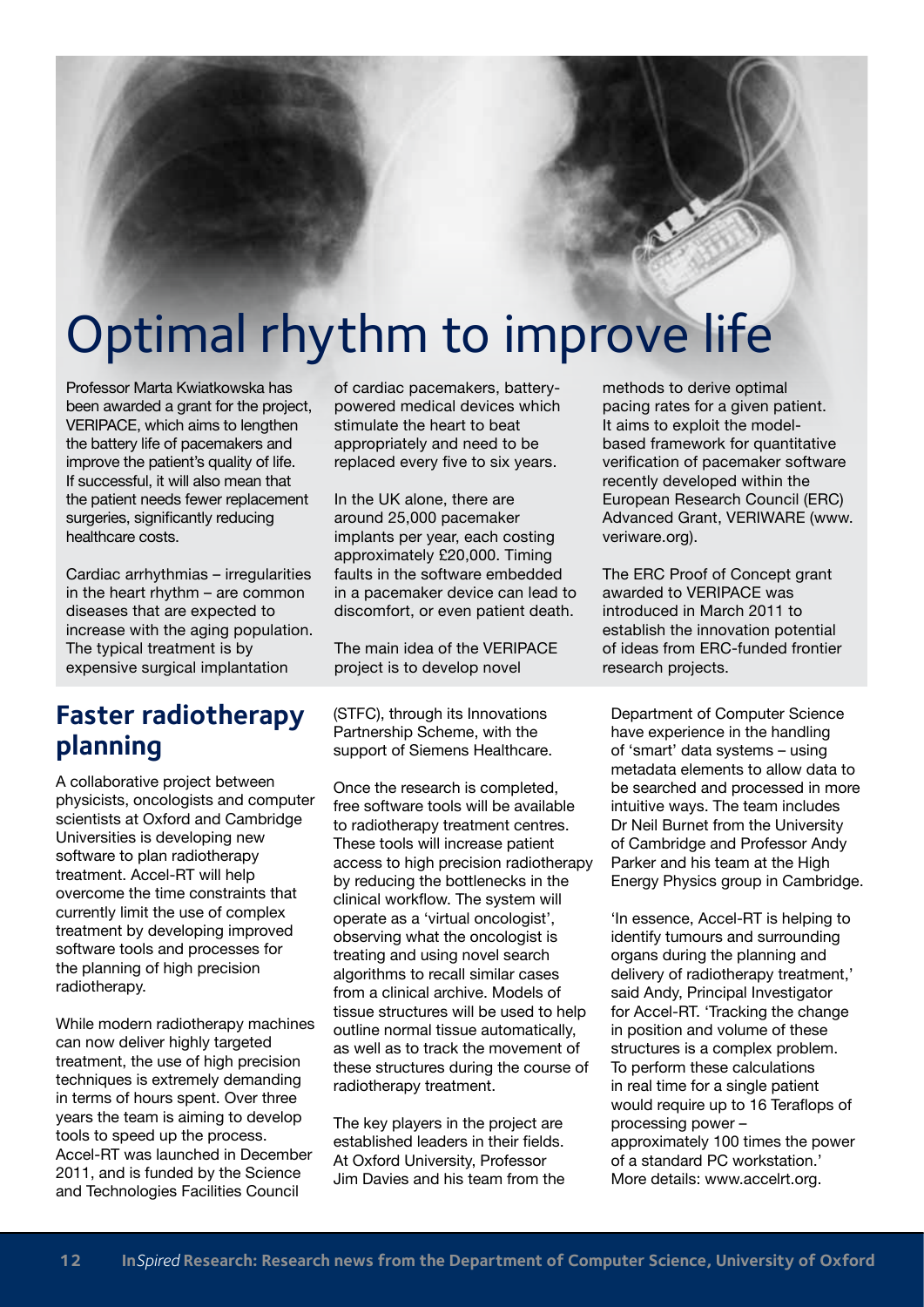# Optimal rhythm to improve life

Professor Marta Kwiatkowska has been awarded a grant for the project, VERIPACE, which aims to lengthen the battery life of pacemakers and improve the patient's quality of life. If successful, it will also mean that the patient needs fewer replacement surgeries, significantly reducing healthcare costs.

Cardiac arrhythmias – irregularities in the heart rhythm – are common diseases that are expected to increase with the aging population. The typical treatment is by expensive surgical implantation of cardiac pacemakers, battery-powered medical devices which stimulate the heart to beat appropriately and need to be replaced every five to six years.

In the UK alone, there are around 25,000 pacemaker implants per year, each costing approximately £20,000. Timing faults in the software embedded in a pacemaker device can lead to discomfort, or even patient death.

The main idea of the VERIPACE project is to develop novel methods to derive optimal pacing rates for a given patient. It aims to exploit the model-based framework for quantitative verification of pacemaker software recently developed within the European Research Council (ERC) Advanced Grant, VERIWARE (www.veriware.org).

The ERC Proof of Concept grant awarded to VERIPACE was introduced in March 2011 to establish the innovation potential of ideas from ERC-funded frontier research projects.

## Faster radiotherapy planning

A collaborative project between physicists, oncologists and computer scientists at Oxford and Cambridge Universities is developing new software to plan radiotherapy treatment. Accel-RT will help overcome the time constraints that currently limit the use of complex treatment by developing improved software tools and processes for the planning of high precision radiotherapy.

While modern radiotherapy machines can now deliver highly targeted treatment, the use of high precision techniques is extremely demanding in terms of hours spent. Over three years the team is aiming to develop tools to speed up the process. Accel-RT was launched in December 2011, and is funded by the Science and Technologies Facilities Council (STFC), through its Innovations Partnership Scheme, with the support of Siemens Healthcare.

Once the research is completed, free software tools will be available to radiotherapy treatment centres. These tools will increase patient access to high precision radiotherapy by reducing the bottlenecks in the clinical workflow. The system will operate as a 'virtual oncologist', observing what the oncologist is treating and using novel search algorithms to recall similar cases from a clinical archive. Models of tissue structures will be used to help outline normal tissue automatically, as well as to track the movement of these structures during the course of radiotherapy treatment.

The key players in the project are established leaders in their fields. At Oxford University, Professor Jim Davies and his team from the Department of Computer Science have experience in the handling of 'smart' data systems – using metadata elements to allow data to be searched and processed in more intuitive ways. The team includes Dr Neil Burnet from the University of Cambridge and Professor Andy Parker and his team at the High Energy Physics group in Cambridge.

'In essence, Accel-RT is helping to identify tumours and surrounding organs during the planning and delivery of radiotherapy treatment,' said Andy, Principal Investigator for Accel-RT. 'Tracking the change in position and volume of these structures is a complex problem. To perform these calculations in real time for a single patient would require up to 16 Teraflops of processing power – approximately 100 times the power of a standard PC workstation.' More details: www.accelrt.org.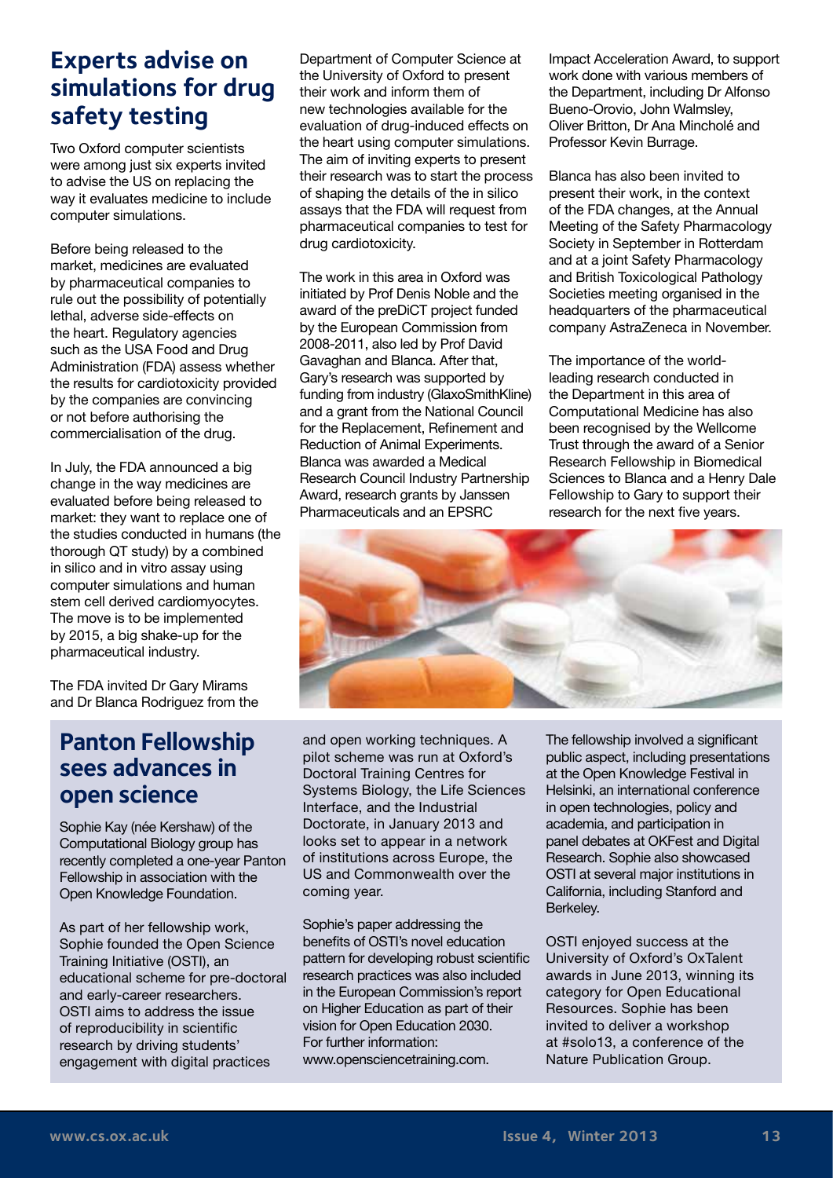## Experts advise on simulations for drug safety testing

Two Oxford computer scientists were among just six experts invited to advise the US on replacing the way it evaluates medicine to include computer simulations.

Before being released to the market, medicines are evaluated by pharmaceutical companies to rule out the possibility of potentially lethal, adverse side-effects on the heart. Regulatory agencies such as the USA Food and Drug Administration (FDA) assess whether the results for cardiotoxicity provided by the companies are convincing or not before authorising the commercialisation of the drug.

In July, the FDA announced a big change in the way medicines are evaluated before being released to market: they want to replace one of the studies conducted in humans (the thorough QT study) by a combined in silico and in vitro assay using computer simulations and human stem cell derived cardiomyocytes. The move is to be implemented by 2015, a big shake-up for the pharmaceutical industry.

The FDA invited Dr Gary Mirams and Dr Blanca Rodriguez from the Department of Computer Science at the University of Oxford to present their work and inform them of new technologies available for the evaluation of drug-induced effects on the heart using computer simulations. The aim of inviting experts to present their research was to start the process of shaping the details of the in silico assays that the FDA will request from pharmaceutical companies to test for drug cardiotoxicity.

The work in this area in Oxford was initiated by Prof Denis Noble and the award of the preDiCT project funded by the European Commission from 2008-2011, also led by Prof David Gavaghan and Blanca. After that, Gary's research was supported by funding from industry (GlaxoSmithKline) and a grant from the National Council for the Replacement, Refinement and Reduction of Animal Experiments. Blanca was awarded a Medical Research Council Industry Partnership Award, research grants by Janssen Pharmaceuticals and an EPSRC Impact Acceleration Award, to support work done with various members of the Department, including Dr Alfonso Bueno-Orovio, John Walmsley, Oliver Britton, Dr Ana Mincholé and Professor Kevin Burrage.

Blanca has also been invited to present their work, in the context of the FDA changes, at the Annual Meeting of the Safety Pharmacology Society in September in Rotterdam and at a joint Safety Pharmacology and British Toxicological Pathology Societies meeting organised in the headquarters of the pharmaceutical company AstraZeneca in November.

The importance of the world-leading research conducted in the Department in this area of Computational Medicine has also been recognised by the Wellcome Trust through the award of a Senior Research Fellowship in Biomedical Sciences to Blanca and a Henry Dale Fellowship to Gary to support their research for the next five years.

## Panton Fellowship sees advances in open science

Sophie Kay (née Kershaw) of the Computational Biology group has recently completed a one-year Panton Fellowship in association with the Open Knowledge Foundation.

As part of her fellowship work, Sophie founded the Open Science Training Initiative (OSTI), an educational scheme for pre-doctoral and early-career researchers. OSTI aims to address the issue of reproducibility in scientific research by driving students' engagement with digital practices and open working techniques. A pilot scheme was run at Oxford's Doctoral Training Centres for Systems Biology, the Life Sciences Interface, and the Industrial Doctorate, in January 2013 and looks set to appear in a network of institutions across Europe, the US and Commonwealth over the coming year.

Sophie's paper addressing the benefits of OSTI's novel education pattern for developing robust scientific research practices was also included in the European Commission's report on Higher Education as part of their vision for Open Education 2030. For further information: www.opensciencetraining.com.

The fellowship involved a significant public aspect, including presentations at the Open Knowledge Festival in Helsinki, an international conference in open technologies, policy and academia, and participation in panel debates at OKFest and Digital Research. Sophie also showcased OSTI at several major institutions in California, including Stanford and Berkeley.

OSTI enjoyed success at the University of Oxford's OxTalent awards in June 2013, winning its category for Open Educational Resources. Sophie has been invited to deliver a workshop at #solo13, a conference of the Nature Publication Group.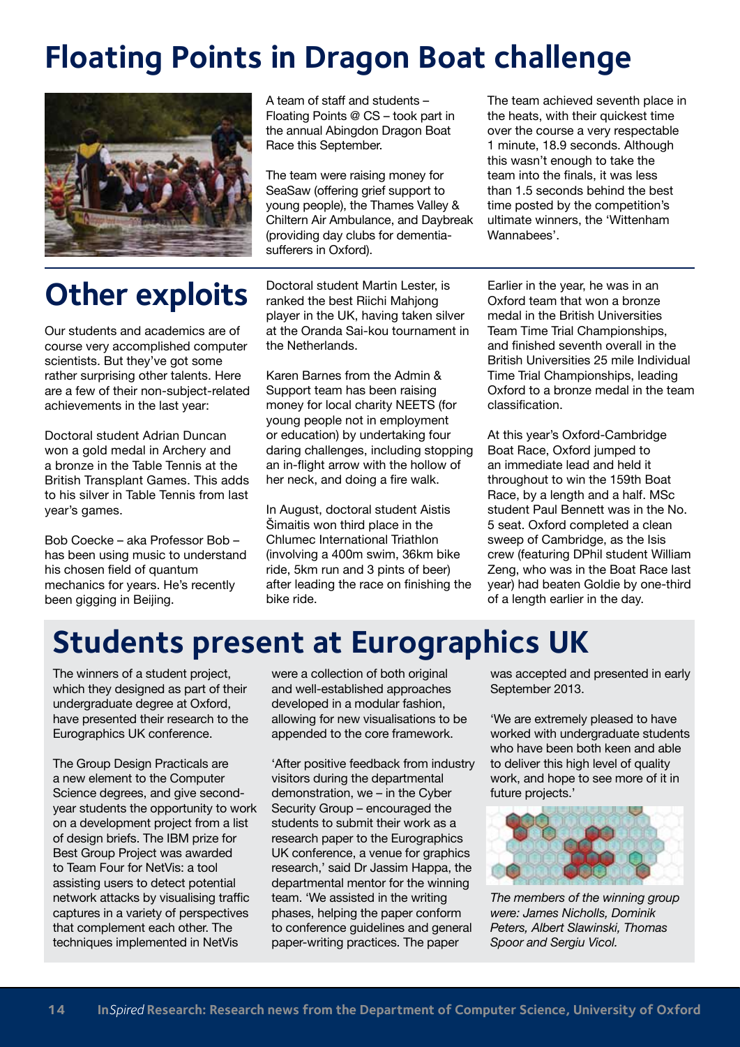# Floating Points in Dragon Boat challenge

A team of staff and students – Floating Points @ CS – took part in the annual Abingdon Dragon Boat Race this September.

The team were raising money for SeaSaw (offering grief support to young people), the Thames Valley & Chiltern Air Ambulance, and Daybreak (providing day clubs for dementia-sufferers in Oxford).

The team achieved seventh place in the heats, with their quickest time over the course a very respectable 1 minute, 18.9 seconds. Although this wasn't enough to take the team into the finals, it was less than 1.5 seconds behind the best time posted by the competition's ultimate winners, the 'Wittenham Wannabees'.

# Other exploits

Our students and academics are of course very accomplished computer scientists. But they've got some rather surprising other talents. Here are a few of their non-subject-related achievements in the last year:

Doctoral student Adrian Duncan won a gold medal in Archery and a bronze in the Table Tennis at the British Transplant Games. This adds to his silver in Table Tennis from last year's games.

Bob Coecke – aka Professor Bob – has been using music to understand his chosen field of quantum mechanics for years. He's recently been gigging in Beijing.

Doctoral student Martin Lester, is ranked the best Riichi Mahjong player in the UK, having taken silver at the Oranda Sai-kou tournament in the Netherlands.

Karen Barnes from the Admin & Support team has been raising money for local charity NEETS (for young people not in employment or education) by undertaking four daring challenges, including stopping an in-flight arrow with the hollow of her neck, and doing a fire walk.

In August, doctoral student Aistis Šimaitis won third place in the Chlumec International Triathlon (involving a 400m swim, 36km bike ride, 5km run and 3 pints of beer) after leading the race on finishing the bike ride.

Earlier in the year, he was in an Oxford team that won a bronze medal in the British Universities Team Time Trial Championships, and finished seventh overall in the British Universities 25 mile Individual Time Trial Championships, leading Oxford to a bronze medal in the team classification.

At this year's Oxford-Cambridge Boat Race, Oxford jumped to an immediate lead and held it throughout to win the 159th Boat Race, by a length and a half. MSc student Paul Bennett was in the No. 5 seat. Oxford completed a clean sweep of Cambridge, as the Isis crew (featuring DPhil student William Zeng, who was in the Boat Race last year) had beaten Goldie by one-third of a length earlier in the day.

# Students present at Eurographics UK

The winners of a student project, which they designed as part of their undergraduate degree at Oxford, have presented their research to the Eurographics UK conference.

The Group Design Practicals are a new element to the Computer Science degrees, and give second-year students the opportunity to work on a development project from a list of design briefs. The IBM prize for Best Group Project was awarded to Team Four for NetVis: a tool assisting users to detect potential network attacks by visualising traffic captures in a variety of perspectives that complement each other. The techniques implemented in NetVis were a collection of both original and well-established approaches developed in a modular fashion, allowing for new visualisations to be appended to the core framework.

'After positive feedback from industry visitors during the departmental demonstration, we – in the Cyber Security Group – encouraged the students to submit their work as a research paper to the Eurographics UK conference, a venue for graphics research,' said Dr Jassim Happa, the departmental mentor for the winning team. 'We assisted in the writing phases, helping the paper conform to conference guidelines and general paper-writing practices. The paper was accepted and presented in early September 2013.

'We are extremely pleased to have worked with undergraduate students who have been both keen and able to deliver this high level of quality work, and hope to see more of it in future projects.'

*The members of the winning group were: James Nicholls, Dominik Peters, Albert Slawinski, Thomas Spoor and Sergiu Vicol.*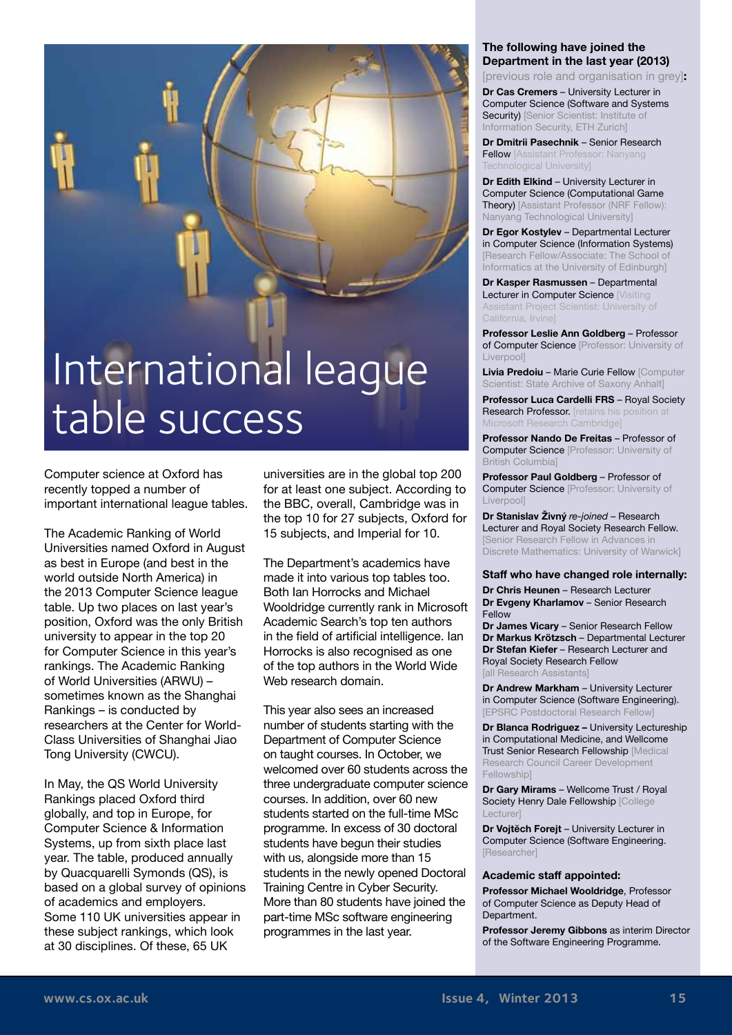# International league table success

Computer science at Oxford has recently topped a number of important international league tables.

The Academic Ranking of World Universities named Oxford in August as best in Europe (and best in the world outside North America) in the 2013 Computer Science league table. Up two places on last year's position, Oxford was the only British university to appear in the top 20 for Computer Science in this year's rankings. The Academic Ranking of World Universities (ARWU) – sometimes known as the Shanghai Rankings – is conducted by researchers at the Center for World-Class Universities of Shanghai Jiao Tong University (CWCU).

In May, the QS World University Rankings placed Oxford third globally, and top in Europe, for Computer Science & Information Systems, up from sixth place last year. The table, produced annually by Quacquarelli Symonds (QS), is based on a global survey of opinions of academics and employers. Some 110 UK universities appear in these subject rankings, which look at 30 disciplines. Of these, 65 UK universities are in the global top 200 for at least one subject. According to the BBC, overall, Cambridge was in the top 10 for 27 subjects, Oxford for 15 subjects, and Imperial for 10.

The Department's academics have made it into various top tables too. Both Ian Horrocks and Michael Wooldridge currently rank in Microsoft Academic Search's top ten authors in the field of artificial intelligence. Ian Horrocks is also recognised as one of the top authors in the World Wide Web research domain.

This year also sees an increased number of students starting with the Department of Computer Science on taught courses. In October, we welcomed over 60 students across the three undergraduate computer science courses. In addition, over 60 new students started on the full-time MSc programme. In excess of 30 doctoral students have begun their studies with us, alongside more than 15 students in the newly opened Doctoral Training Centre in Cyber Security. More than 80 students have joined the part-time MSc software engineering programmes in the last year.

### The following have joined the Department in the last year (2013)

[previous role and organisation in grey]:

**Dr Cas Cremers** – University Lecturer in Computer Science (Software and Systems Security) [Senior Scientist: Institute of Information Security, ETH Zurich]

**Dr Dmitrii Pasechnik** – Senior Research Fellow [Assistant Professor: Nanyang Technological University]

**Dr Edith Elkind** – University Lecturer in Computer Science (Computational Game Theory) [Assistant Professor (NRF Fellow): Nanyang Technological University]

**Dr Egor Kostylev** – Departmental Lecturer in Computer Science (Information Systems) [Research Fellow/Associate: The School of Informatics at the University of Edinburgh]

**Dr Kasper Rasmussen** – Departmental Lecturer in Computer Science [Visiting Assistant Project Scientist: University of California, Irvine]

**Professor Leslie Ann Goldberg** – Professor of Computer Science [Professor: University of Liverpool]

**Livia Predoiu** – Marie Curie Fellow [Computer Scientist: State Archive of Saxony Anhalt]

**Professor Luca Cardelli FRS** – Royal Society Research Professor. [retains his position at Microsoft Research Cambridge]

**Professor Nando De Freitas** – Professor of Computer Science [Professor: University of British Columbia]

**Professor Paul Goldberg** – Professor of Computer Science [Professor: University of Liverpool]

**Dr Stanislav Živný** *re-joined* – Research Lecturer and Royal Society Research Fellow. [Senior Research Fellow in Advances in Discrete Mathematics: University of Warwick]

### Staff who have changed role internally:

**Dr Chris Heunen** – Research Lecturer
**Dr Evgeny Kharlamov** – Senior Research Fellow
**Dr James Vicary** – Senior Research Fellow
**Dr Markus Krötzsch** – Departmental Lecturer
**Dr Stefan Kiefer** – Research Lecturer and Royal Society Research Fellow
[all Research Assistants]

**Dr Andrew Markham** – University Lecturer in Computer Science (Software Engineering). [EPSRC Postdoctoral Research Fellow]

**Dr Blanca Rodriguez –** University Lectureship in Computational Medicine, and Wellcome Trust Senior Research Fellowship [Medical Research Council Career Development Fellowship]

**Dr Gary Mirams** – Wellcome Trust / Royal Society Henry Dale Fellowship [College Lecturer]

**Dr Vojtěch Forejt** – University Lecturer in Computer Science (Software Engineering. [Researcher]

### Academic staff appointed:

**Professor Michael Wooldridge**, Professor of Computer Science as Deputy Head of Department.

**Professor Jeremy Gibbons** as interim Director of the Software Engineering Programme.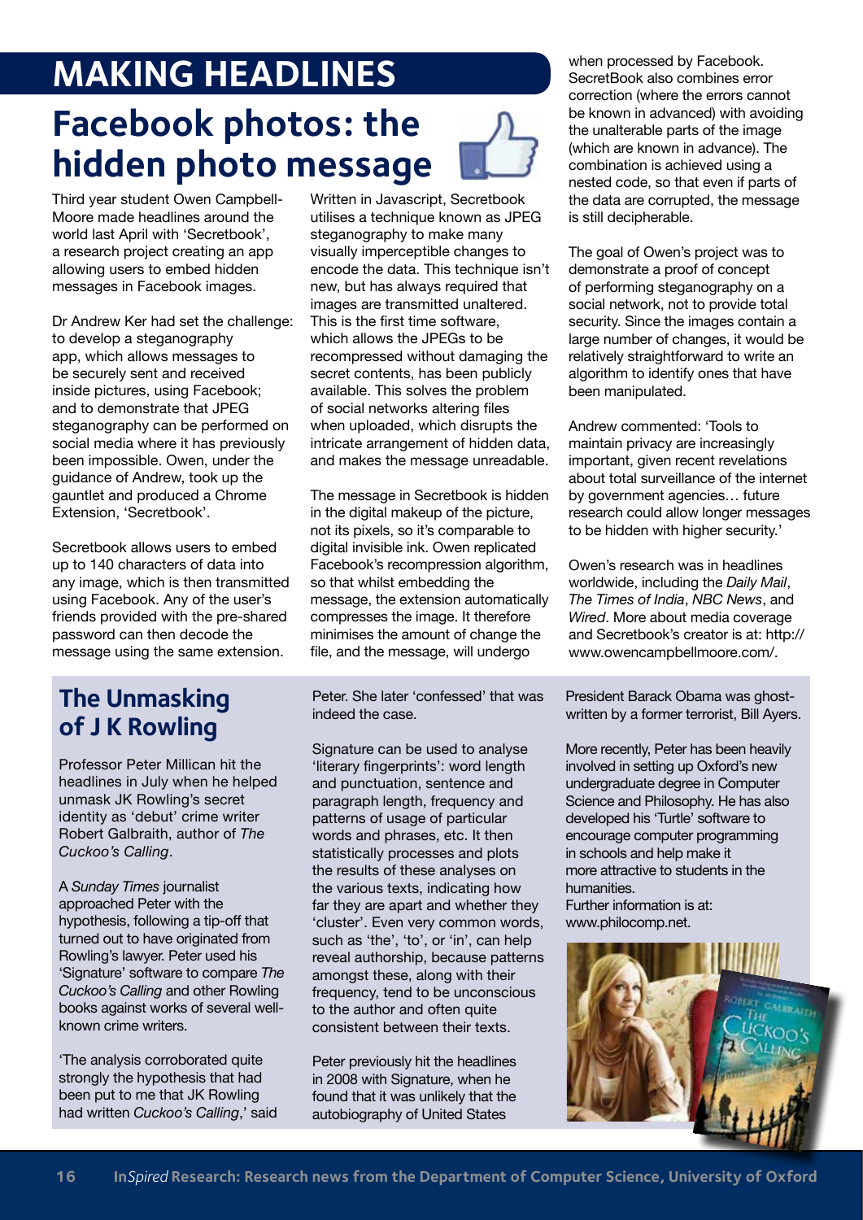# MAKING HEADLINES

## Facebook photos: the hidden photo message

Third year student Owen Campbell-Moore made headlines around the world last April with 'Secretbook', a research project creating an app allowing users to embed hidden messages in Facebook images.

Dr Andrew Ker had set the challenge: to develop a steganography app, which allows messages to be securely sent and received inside pictures, using Facebook; and to demonstrate that JPEG steganography can be performed on social media where it has previously been impossible. Owen, under the guidance of Andrew, took up the gauntlet and produced a Chrome Extension, 'Secretbook'.

Secretbook allows users to embed up to 140 characters of data into any image, which is then transmitted using Facebook. Any of the user's friends provided with the pre-shared password can then decode the message using the same extension.

Written in Javascript, Secretbook utilises a technique known as JPEG steganography to make many visually imperceptible changes to encode the data. This technique isn't new, but has always required that images are transmitted unaltered. This is the first time software, which allows the JPEGs to be recompressed without damaging the secret contents, has been publicly available. This solves the problem of social networks altering files when uploaded, which disrupts the intricate arrangement of hidden data, and makes the message unreadable.

The message in Secretbook is hidden in the digital makeup of the picture, not its pixels, so it's comparable to digital invisible ink. Owen replicated Facebook's recompression algorithm, so that whilst embedding the message, the extension automatically compresses the image. It therefore minimises the amount of change the file, and the message, will undergo when processed by Facebook. SecretBook also combines error correction (where the errors cannot be known in advanced) with avoiding the unalterable parts of the image (which are known in advance). The combination is achieved using a nested code, so that even if parts of the data are corrupted, the message is still decipherable.

The goal of Owen's project was to demonstrate a proof of concept of performing steganography on a social network, not to provide total security. Since the images contain a large number of changes, it would be relatively straightforward to write an algorithm to identify ones that have been manipulated.

Andrew commented: 'Tools to maintain privacy are increasingly important, given recent revelations about total surveillance of the internet by government agencies… future research could allow longer messages to be hidden with higher security.'

Owen's research was in headlines worldwide, including the *Daily Mail*, *The Times of India*, *NBC News*, and *Wired*. More about media coverage and Secretbook's creator is at: http://www.owencampbellmoore.com/.

## The Unmasking of J K Rowling

Professor Peter Millican hit the headlines in July when he helped unmask JK Rowling's secret identity as 'debut' crime writer Robert Galbraith, author of *The Cuckoo's Calling*.

A *Sunday Times* journalist approached Peter with the hypothesis, following a tip-off that turned out to have originated from Rowling's lawyer. Peter used his 'Signature' software to compare *The Cuckoo's Calling* and other Rowling books against works of several well-known crime writers.

'The analysis corroborated quite strongly the hypothesis that had been put to me that JK Rowling had written *Cuckoo's Calling*,' said Peter. She later 'confessed' that was indeed the case.

Signature can be used to analyse 'literary fingerprints': word length and punctuation, sentence and paragraph length, frequency and patterns of usage of particular words and phrases, etc. It then statistically processes and plots the results of these analyses on the various texts, indicating how far they are apart and whether they 'cluster'. Even very common words, such as 'the', 'to', or 'in', can help reveal authorship, because patterns amongst these, along with their frequency, tend to be unconscious to the author and often quite consistent between their texts.

Peter previously hit the headlines in 2008 with Signature, when he found that it was unlikely that the autobiography of United States President Barack Obama was ghost-written by a former terrorist, Bill Ayers.

More recently, Peter has been heavily involved in setting up Oxford's new undergraduate degree in Computer Science and Philosophy. He has also developed his 'Turtle' software to encourage computer programming in schools and help make it more attractive to students in the humanities.
Further information is at: www.philocomp.net.